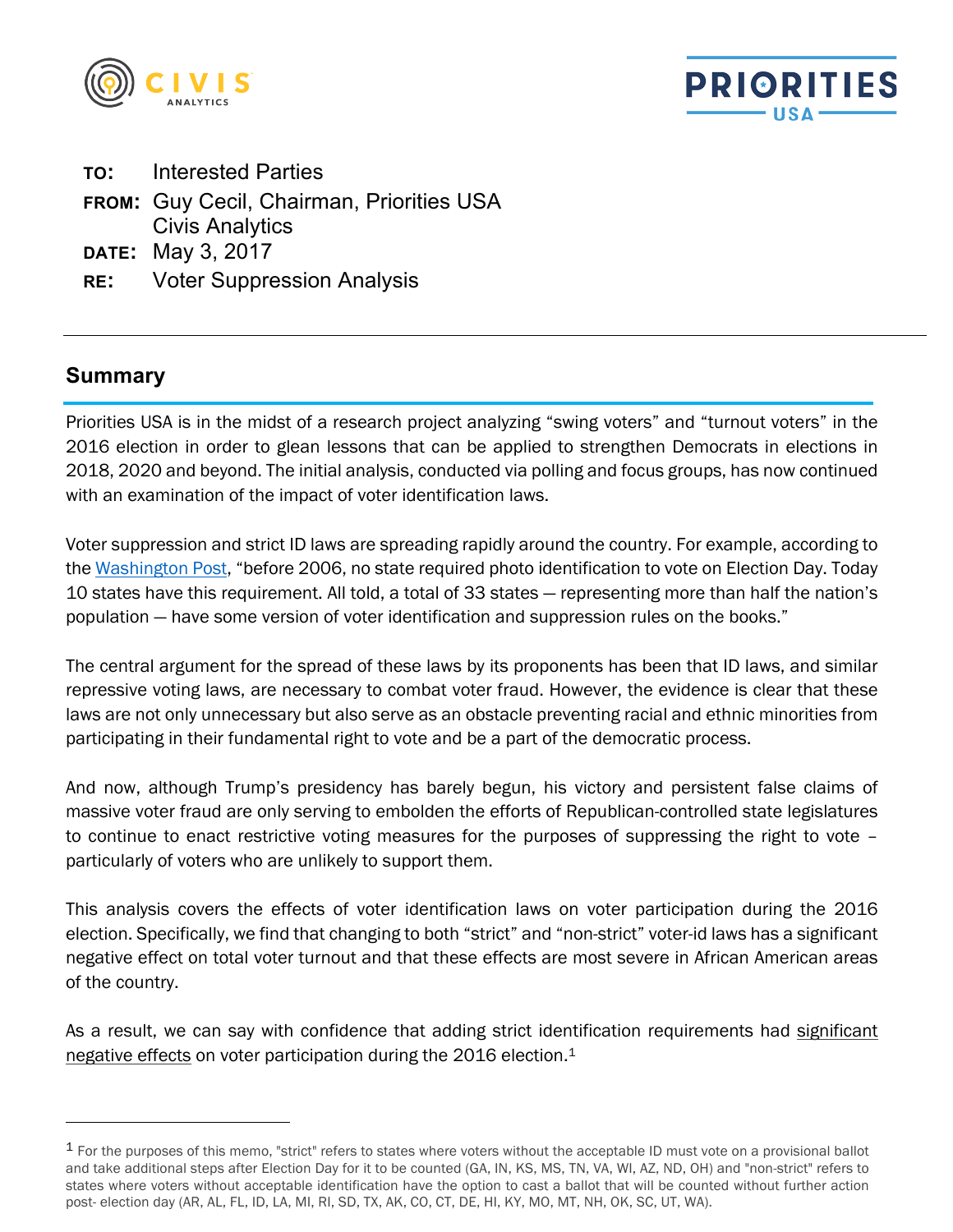**TO:** Interested Parties
**FROM:** Guy Cecil, Chairman, Priorities USA
Civis Analytics
**DATE:** May 3, 2017
**RE:** Voter Suppression Analysis

## Summary

Priorities USA is in the midst of a research project analyzing "swing voters" and "turnout voters" in the 2016 election in order to glean lessons that can be applied to strengthen Democrats in elections in 2018, 2020 and beyond. The initial analysis, conducted via polling and focus groups, has now continued with an examination of the impact of voter identification laws.

Voter suppression and strict ID laws are spreading rapidly around the country. For example, according to the Washington Post, "before 2006, no state required photo identification to vote on Election Day. Today 10 states have this requirement. All told, a total of 33 states — representing more than half the nation's population — have some version of voter identification and suppression rules on the books."

The central argument for the spread of these laws by its proponents has been that ID laws, and similar repressive voting laws, are necessary to combat voter fraud. However, the evidence is clear that these laws are not only unnecessary but also serve as an obstacle preventing racial and ethnic minorities from participating in their fundamental right to vote and be a part of the democratic process.

And now, although Trump's presidency has barely begun, his victory and persistent false claims of massive voter fraud are only serving to embolden the efforts of Republican-controlled state legislatures to continue to enact restrictive voting measures for the purposes of suppressing the right to vote – particularly of voters who are unlikely to support them.

This analysis covers the effects of voter identification laws on voter participation during the 2016 election. Specifically, we find that changing to both "strict" and "non-strict" voter-id laws has a significant negative effect on total voter turnout and that these effects are most severe in African American areas of the country.

As a result, we can say with confidence that adding strict identification requirements had significant negative effects on voter participation during the 2016 election.[1]

---

[1] For the purposes of this memo, "strict" refers to states where voters without the acceptable ID must vote on a provisional ballot and take additional steps after Election Day for it to be counted (GA, IN, KS, MS, TN, VA, WI, AZ, ND, OH) and "non-strict" refers to states where voters without acceptable identification have the option to cast a ballot that will be counted without further action post- election day (AR, AL, FL, ID, LA, MI, RI, SD, TX, AK, CO, CT, DE, HI, KY, MO, MT, NH, OK, SC, UT, WA).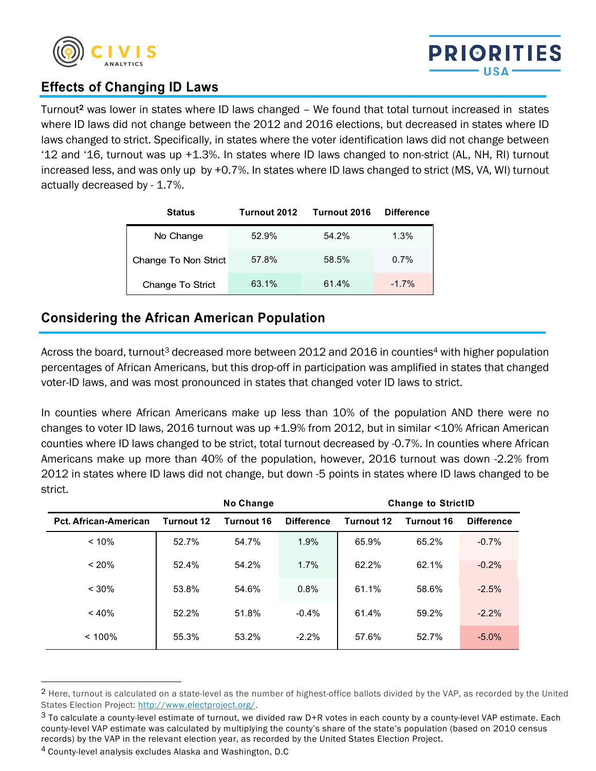## Effects of Changing ID Laws

Turnout[2] was lower in states where ID laws changed – We found that total turnout increased in states where ID laws did not change between the 2012 and 2016 elections, but decreased in states where ID laws changed to strict. Specifically, in states where the voter identification laws did not change between '12 and '16, turnout was up +1.3%. In states where ID laws changed to non-strict (AL, NH, RI) turnout increased less, and was only up by +0.7%. In states where ID laws changed to strict (MS, VA, WI) turnout actually decreased by - 1.7%.

| Status | Turnout 2012 | Turnout 2016 | Difference |
|---|---|---|---|
| No Change | 52.9% | 54.2% | 1.3% |
| Change To Non Strict | 57.8% | 58.5% | 0.7% |
| Change To Strict | 63.1% | 61.4% | -1.7% |

## Considering the African American Population

Across the board, turnout[3] decreased more between 2012 and 2016 in counties[4] with higher population percentages of African Americans, but this drop-off in participation was amplified in states that changed voter-ID laws, and was most pronounced in states that changed voter ID laws to strict.

In counties where African Americans make up less than 10% of the population AND there were no changes to voter ID laws, 2016 turnout was up +1.9% from 2012, but in similar <10% African American counties where ID laws changed to be strict, total turnout decreased by -0.7%. In counties where African Americans make up more than 40% of the population, however, 2016 turnout was down -2.2% from 2012 in states where ID laws did not change, but down -5 points in states where ID laws changed to be strict.

| | No Change | | | Change to Strict ID | | |
|---|---|---|---|---|---|---|
| Pct. African-American | Turnout 12 | Turnout 16 | Difference | Turnout 12 | Turnout 16 | Difference |
| < 10% | 52.7% | 54.7% | 1.9% | 65.9% | 65.2% | -0.7% |
| < 20% | 52.4% | 54.2% | 1.7% | 62.2% | 62.1% | -0.2% |
| < 30% | 53.8% | 54.6% | 0.8% | 61.1% | 58.6% | -2.5% |
| < 40% | 52.2% | 51.8% | -0.4% | 61.4% | 59.2% | -2.2% |
| < 100% | 55.3% | 53.2% | -2.2% | 57.6% | 52.7% | -5.0% |

---

[2] Here, turnout is calculated on a state-level as the number of highest-office ballots divided by the VAP, as recorded by the United States Election Project: http://www.electproject.org/.

[3] To calculate a county-level estimate of turnout, we divided raw D+R votes in each county by a county-level VAP estimate. Each county-level VAP estimate was calculated by multiplying the county's share of the state's population (based on 2010 census records) by the VAP in the relevant election year, as recorded by the United States Election Project.

[4] County-level analysis excludes Alaska and Washington, D.C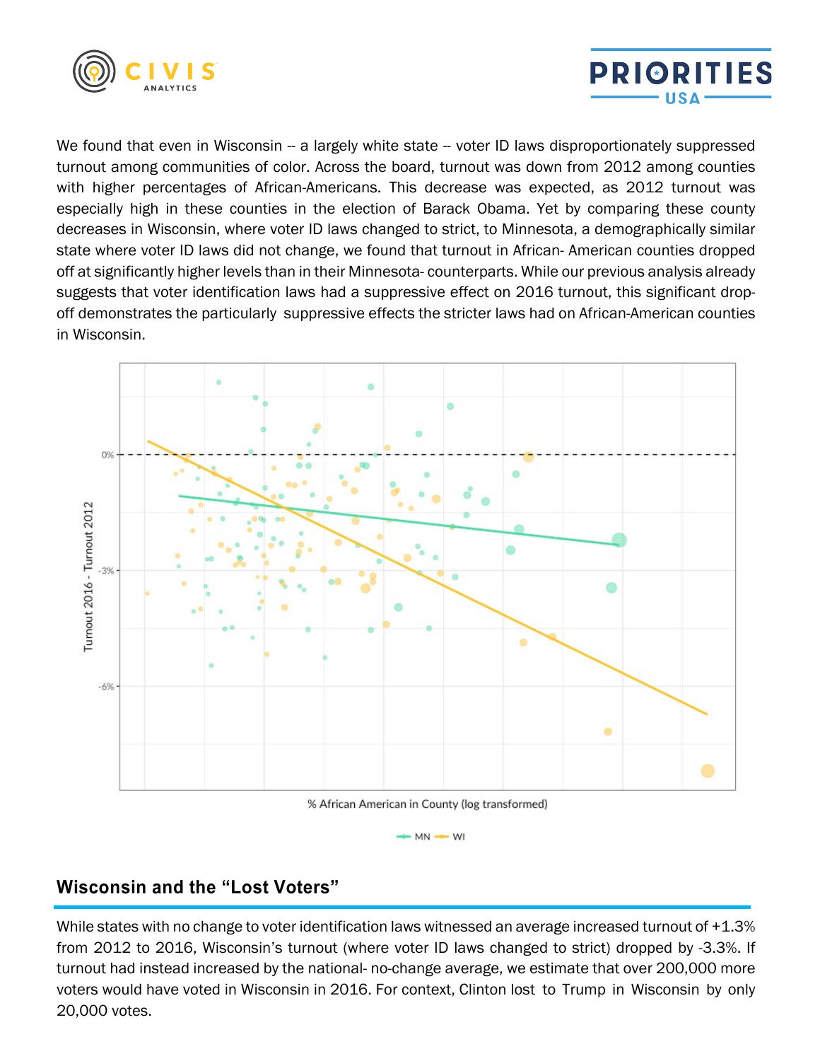We found that even in Wisconsin -- a largely white state -- voter ID laws disproportionately suppressed turnout among communities of color. Across the board, turnout was down from 2012 among counties with higher percentages of African-Americans. This decrease was expected, as 2012 turnout was especially high in these counties in the election of Barack Obama. Yet by comparing these county decreases in Wisconsin, where voter ID laws changed to strict, to Minnesota, a demographically similar state where voter ID laws did not change, we found that turnout in African- American counties dropped off at significantly higher levels than in their Minnesota- counterparts. While our previous analysis already suggests that voter identification laws had a suppressive effect on 2016 turnout, this significant drop-off demonstrates the particularly suppressive effects the stricter laws had on African-American counties in Wisconsin.

## Wisconsin and the "Lost Voters"

While states with no change to voter identification laws witnessed an average increased turnout of +1.3% from 2012 to 2016, Wisconsin's turnout (where voter ID laws changed to strict) dropped by -3.3%. If turnout had instead increased by the national- no-change average, we estimate that over 200,000 more voters would have voted in Wisconsin in 2016. For context, Clinton lost to Trump in Wisconsin by only 20,000 votes.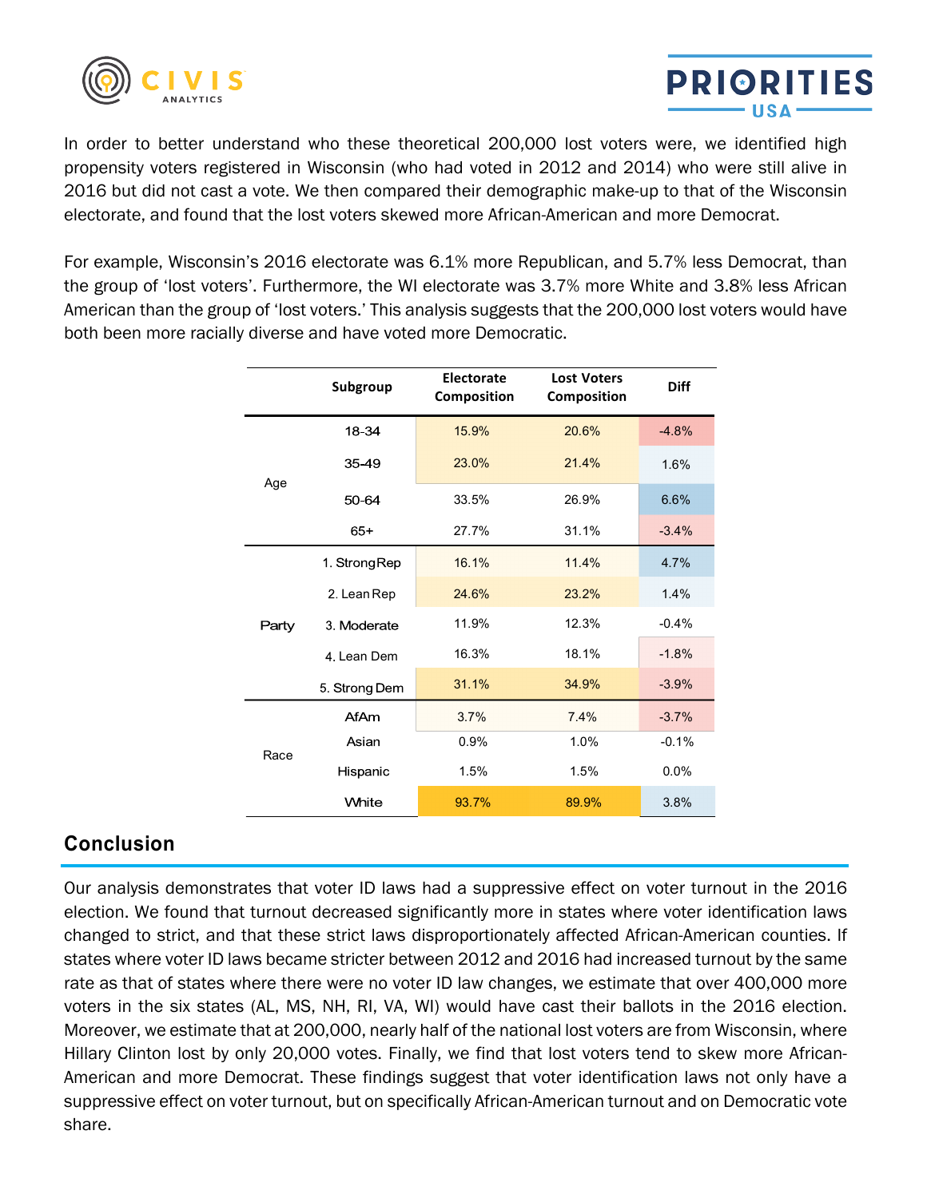In order to better understand who these theoretical 200,000 lost voters were, we identified high propensity voters registered in Wisconsin (who had voted in 2012 and 2014) who were still alive in 2016 but did not cast a vote. We then compared their demographic make-up to that of the Wisconsin electorate, and found that the lost voters skewed more African-American and more Democrat.

For example, Wisconsin's 2016 electorate was 6.1% more Republican, and 5.7% less Democrat, than the group of 'lost voters'. Furthermore, the WI electorate was 3.7% more White and 3.8% less African American than the group of 'lost voters.' This analysis suggests that the 200,000 lost voters would have both been more racially diverse and have voted more Democratic.

| | Subgroup | Electorate Composition | Lost Voters Composition | Diff |
|---|---|---|---|---|
| Age | 18-34 | 15.9% | 20.6% | -4.8% |
| | 35-49 | 23.0% | 21.4% | 1.6% |
| | 50-64 | 33.5% | 26.9% | 6.6% |
| | 65+ | 27.7% | 31.1% | -3.4% |
| Party | 1. StrongRep | 16.1% | 11.4% | 4.7% |
| | 2. Lean Rep | 24.6% | 23.2% | 1.4% |
| | 3. Moderate | 11.9% | 12.3% | -0.4% |
| | 4. Lean Dem | 16.3% | 18.1% | -1.8% |
| | 5. Strong Dem | 31.1% | 34.9% | -3.9% |
| Race | AfAm | 3.7% | 7.4% | -3.7% |
| | Asian | 0.9% | 1.0% | -0.1% |
| | Hispanic | 1.5% | 1.5% | 0.0% |
| | White | 93.7% | 89.9% | 3.8% |

## Conclusion

Our analysis demonstrates that voter ID laws had a suppressive effect on voter turnout in the 2016 election. We found that turnout decreased significantly more in states where voter identification laws changed to strict, and that these strict laws disproportionately affected African-American counties. If states where voter ID laws became stricter between 2012 and 2016 had increased turnout by the same rate as that of states where there were no voter ID law changes, we estimate that over 400,000 more voters in the six states (AL, MS, NH, RI, VA, WI) would have cast their ballots in the 2016 election. Moreover, we estimate that at 200,000, nearly half of the national lost voters are from Wisconsin, where Hillary Clinton lost by only 20,000 votes. Finally, we find that lost voters tend to skew more African-American and more Democrat. These findings suggest that voter identification laws not only have a suppressive effect on voter turnout, but on specifically African-American turnout and on Democratic vote share.